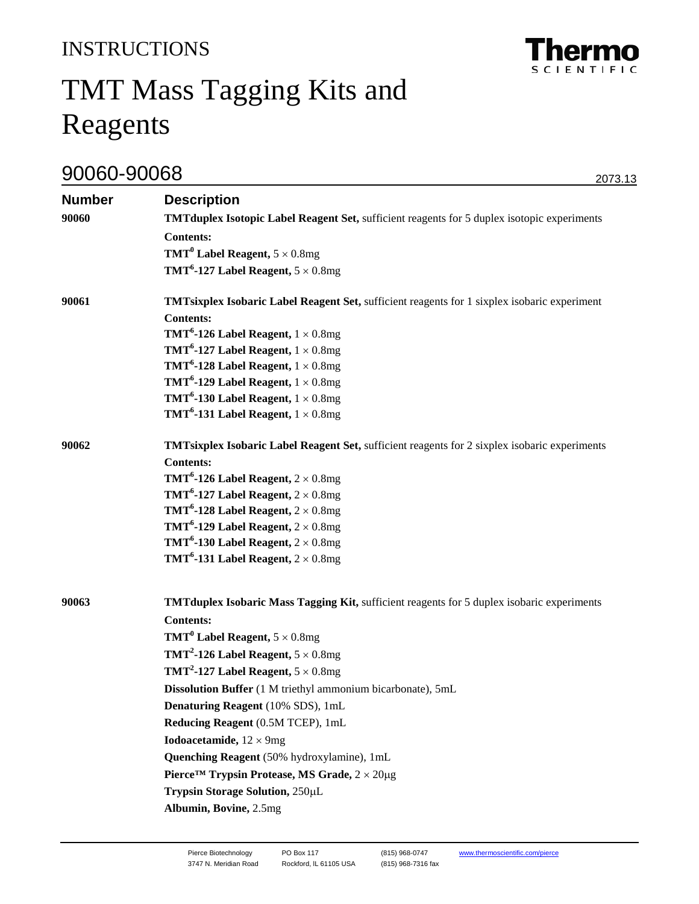INSTRUCTIONS

# TMT Mass Tagging Kits and Reagents

## 90060-90068

2073.13

| Number | Description |
|---|---|
| **90060** | **TMTduplex Isotopic Label Reagent Set,** sufficient reagents for 5 duplex isotopic experiments<br>**Contents:**<br>**TMT$^0$ Label Reagent,** 5 × 0.8mg<br>**TMT$^6$-127 Label Reagent,** 5 × 0.8mg |
| **90061** | **TMTsixplex Isobaric Label Reagent Set,** sufficient reagents for 1 sixplex isobaric experiment<br>**Contents:**<br>**TMT$^6$-126 Label Reagent,** 1 × 0.8mg<br>**TMT$^6$-127 Label Reagent,** 1 × 0.8mg<br>**TMT$^6$-128 Label Reagent,** 1 × 0.8mg<br>**TMT$^6$-129 Label Reagent,** 1 × 0.8mg<br>**TMT$^6$-130 Label Reagent,** 1 × 0.8mg<br>**TMT$^6$-131 Label Reagent,** 1 × 0.8mg |
| **90062** | **TMTsixplex Isobaric Label Reagent Set,** sufficient reagents for 2 sixplex isobaric experiments<br>**Contents:**<br>**TMT$^6$-126 Label Reagent,** 2 × 0.8mg<br>**TMT$^6$-127 Label Reagent,** 2 × 0.8mg<br>**TMT$^6$-128 Label Reagent,** 2 × 0.8mg<br>**TMT$^6$-129 Label Reagent,** 2 × 0.8mg<br>**TMT$^6$-130 Label Reagent,** 2 × 0.8mg<br>**TMT$^6$-131 Label Reagent,** 2 × 0.8mg |
| **90063** | **TMTduplex Isobaric Mass Tagging Kit,** sufficient reagents for 5 duplex isobaric experiments<br>**Contents:**<br>**TMT$^0$ Label Reagent,** 5 × 0.8mg<br>**TMT$^2$-126 Label Reagent,** 5 × 0.8mg<br>**TMT$^2$-127 Label Reagent,** 5 × 0.8mg<br>**Dissolution Buffer** (1 M triethyl ammonium bicarbonate), 5mL<br>**Denaturing Reagent** (10% SDS), 1mL<br>**Reducing Reagent** (0.5M TCEP), 1mL<br>**Iodoacetamide,** 12 × 9mg<br>**Quenching Reagent** (50% hydroxylamine), 1mL<br>**Pierce™ Trypsin Protease, MS Grade,** 2 × 20µg<br>**Trypsin Storage Solution,** 250µL<br>**Albumin, Bovine,** 2.5mg |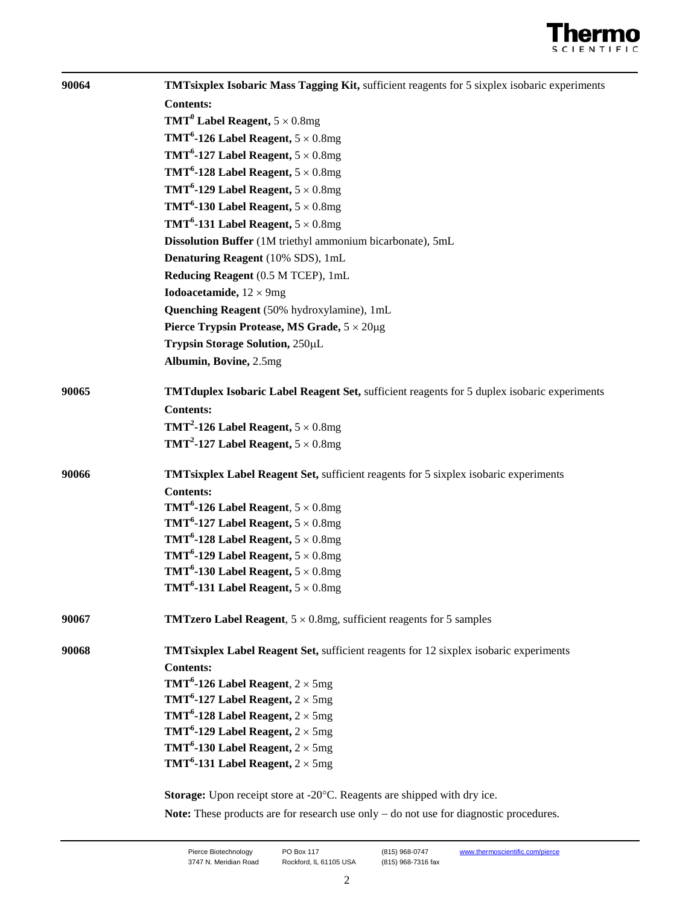**90064** **TMTsixplex Isobaric Mass Tagging Kit,** sufficient reagents for 5 sixplex isobaric experiments

**Contents:**

**TMT$^0$ Label Reagent,** 5 × 0.8mg
**TMT$^6$-126 Label Reagent,** 5 × 0.8mg
**TMT$^6$-127 Label Reagent,** 5 × 0.8mg
**TMT$^6$-128 Label Reagent,** 5 × 0.8mg
**TMT$^6$-129 Label Reagent,** 5 × 0.8mg
**TMT$^6$-130 Label Reagent,** 5 × 0.8mg
**TMT$^6$-131 Label Reagent,** 5 × 0.8mg
**Dissolution Buffer** (1M triethyl ammonium bicarbonate), 5mL
**Denaturing Reagent** (10% SDS), 1mL
**Reducing Reagent** (0.5 M TCEP), 1mL
**Iodoacetamide,** 12 × 9mg
**Quenching Reagent** (50% hydroxylamine), 1mL
**Pierce Trypsin Protease, MS Grade,** 5 × 20µg
**Trypsin Storage Solution,** 250µL
**Albumin, Bovine,** 2.5mg

**90065** **TMTduplex Isobaric Label Reagent Set,** sufficient reagents for 5 duplex isobaric experiments

**Contents:**

**TMT$^2$-126 Label Reagent,** 5 × 0.8mg
**TMT$^2$-127 Label Reagent,** 5 × 0.8mg

**90066** **TMTsixplex Label Reagent Set,** sufficient reagents for 5 sixplex isobaric experiments

**Contents:**

**TMT$^6$-126 Label Reagent**, 5 × 0.8mg
**TMT$^6$-127 Label Reagent,** 5 × 0.8mg
**TMT$^6$-128 Label Reagent,** 5 × 0.8mg
**TMT$^6$-129 Label Reagent,** 5 × 0.8mg
**TMT$^6$-130 Label Reagent,** 5 × 0.8mg
**TMT$^6$-131 Label Reagent,** 5 × 0.8mg

**90067** **TMTzero Label Reagent**, 5 × 0.8mg, sufficient reagents for 5 samples

**90068** **TMTsixplex Label Reagent Set,** sufficient reagents for 12 sixplex isobaric experiments

**Contents:**

**TMT$^6$-126 Label Reagent**, 2 × 5mg
**TMT$^6$-127 Label Reagent,** 2 × 5mg
**TMT$^6$-128 Label Reagent,** 2 × 5mg
**TMT$^6$-129 Label Reagent,** 2 × 5mg
**TMT$^6$-130 Label Reagent,** 2 × 5mg
**TMT$^6$-131 Label Reagent,** 2 × 5mg

**Storage:** Upon receipt store at -20°C. Reagents are shipped with dry ice.

**Note:** These products are for research use only – do not use for diagnostic procedures.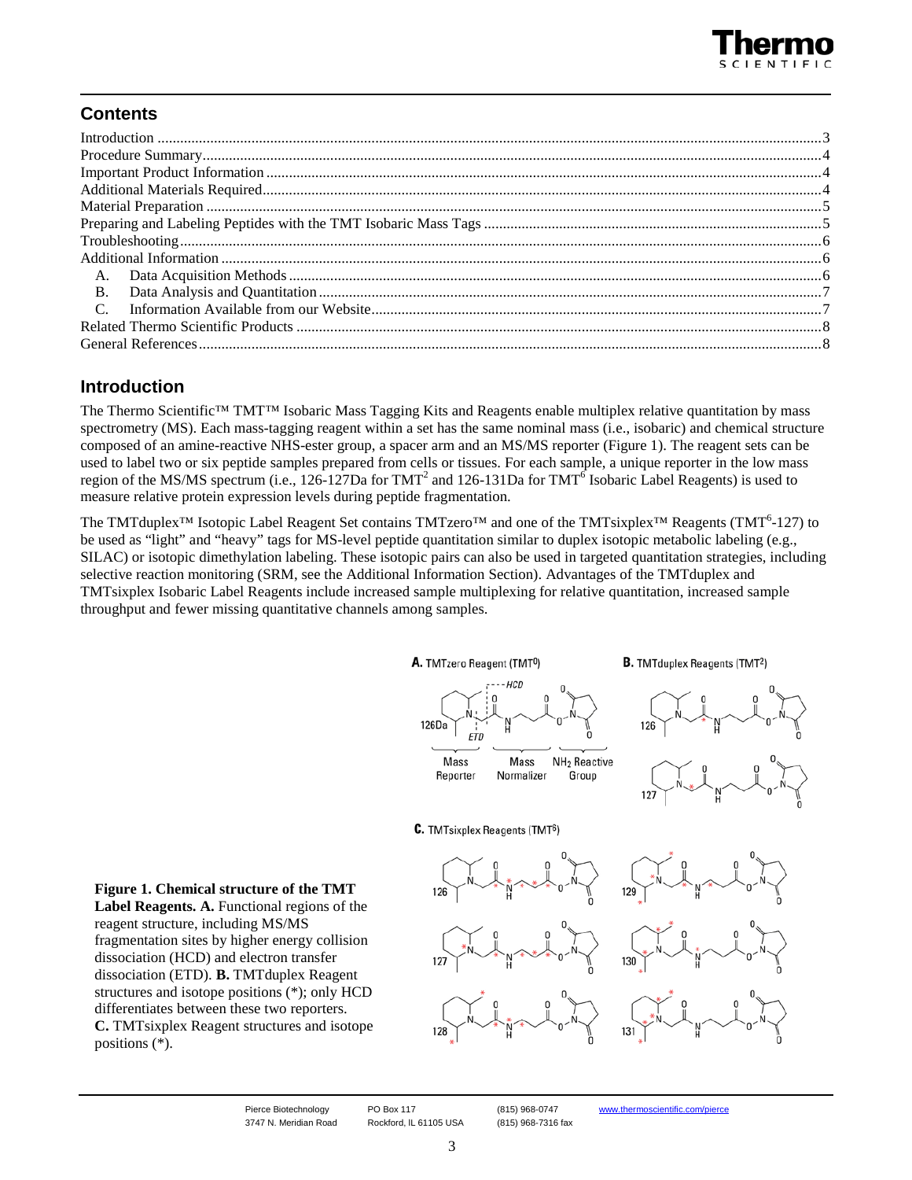## Contents

Introduction .......... 3
Procedure Summary .......... 4
Important Product Information .......... 4
Additional Materials Required .......... 4
Material Preparation .......... 5
Preparing and Labeling Peptides with the TMT Isobaric Mass Tags .......... 5
Troubleshooting .......... 6
Additional Information .......... 6
- A. Data Acquisition Methods .......... 6
- B. Data Analysis and Quantitation .......... 7
- C. Information Available from our Website .......... 7

Related Thermo Scientific Products .......... 8
General References .......... 8

## Introduction

The Thermo Scientific™ TMT™ Isobaric Mass Tagging Kits and Reagents enable multiplex relative quantitation by mass spectrometry (MS). Each mass-tagging reagent within a set has the same nominal mass (i.e., isobaric) and chemical structure composed of an amine-reactive NHS-ester group, a spacer arm and an MS/MS reporter (Figure 1). The reagent sets can be used to label two or six peptide samples prepared from cells or tissues. For each sample, a unique reporter in the low mass region of the MS/MS spectrum (i.e., 126-127Da for $TMT^2$ and 126-131Da for $TMT^6$ Isobaric Label Reagents) is used to measure relative protein expression levels during peptide fragmentation.

The TMTduplex™ Isotopic Label Reagent Set contains TMTzero™ and one of the TMTsixplex™ Reagents ($TMT^6$-127) to be used as "light" and "heavy" tags for MS-level peptide quantitation similar to duplex isotopic metabolic labeling (e.g., SILAC) or isotopic dimethylation labeling. These isotopic pairs can also be used in targeted quantitation strategies, including selective reaction monitoring (SRM, see the Additional Information Section). Advantages of the TMTduplex and TMTsixplex Isobaric Label Reagents include increased sample multiplexing for relative quantitation, increased sample throughput and fewer missing quantitative channels among samples.

A. TMTzero Reagent ($TMT^0$)

HCD

126Da

ETD

Mass Reporter

Mass Normalizer

$NH_2$ Reactive Group

B. TMTduplex Reagents ($TMT^2$)

126

127

C. TMTsixplex Reagents ($TMT^6$)

126

127

128

129

130

131

**Figure 1. Chemical structure of the TMT Label Reagents. A.** Functional regions of the reagent structure, including MS/MS fragmentation sites by higher energy collision dissociation (HCD) and electron transfer dissociation (ETD). **B.** TMTduplex Reagent structures and isotope positions (*); only HCD differentiates between these two reporters. **C.** TMTsixplex Reagent structures and isotope positions (*).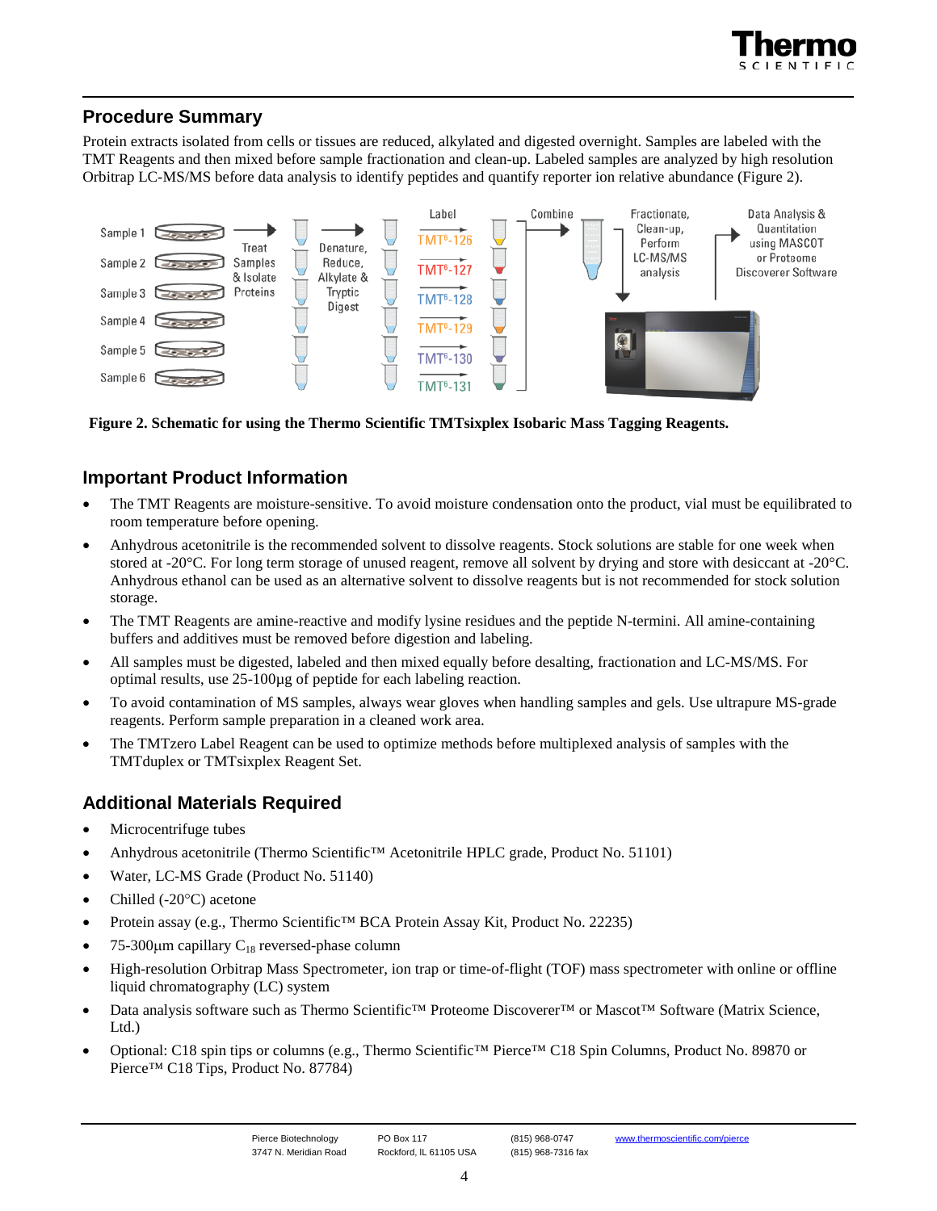## Procedure Summary

Protein extracts isolated from cells or tissues are reduced, alkylated and digested overnight. Samples are labeled with the TMT Reagents and then mixed before sample fractionation and clean-up. Labeled samples are analyzed by high resolution Orbitrap LC-MS/MS before data analysis to identify peptides and quantify reporter ion relative abundance (Figure 2).

Sample 1
Sample 2
Sample 3
Sample 4
Sample 5
Sample 6
Treat Samples & Isolate Proteins
Denature, Reduce, Alkylate & Tryptic Digest
Label
TMT$^6$-126
TMT$^6$-127
TMT$^6$-128
TMT$^6$-129
TMT$^6$-130
TMT$^6$-131
Combine
Fractionate, Clean-up, Perform LC-MS/MS analysis
Data Analysis & Quantitation using MASCOT or Proteome Discoverer Software

**Figure 2. Schematic for using the Thermo Scientific TMTsixplex Isobaric Mass Tagging Reagents.**

## Important Product Information

- The TMT Reagents are moisture-sensitive. To avoid moisture condensation onto the product, vial must be equilibrated to room temperature before opening.
- Anhydrous acetonitrile is the recommended solvent to dissolve reagents. Stock solutions are stable for one week when stored at -20°C. For long term storage of unused reagent, remove all solvent by drying and store with desiccant at -20°C. Anhydrous ethanol can be used as an alternative solvent to dissolve reagents but is not recommended for stock solution storage.
- The TMT Reagents are amine-reactive and modify lysine residues and the peptide N-termini. All amine-containing buffers and additives must be removed before digestion and labeling.
- All samples must be digested, labeled and then mixed equally before desalting, fractionation and LC-MS/MS. For optimal results, use 25-100µg of peptide for each labeling reaction.
- To avoid contamination of MS samples, always wear gloves when handling samples and gels. Use ultrapure MS-grade reagents. Perform sample preparation in a cleaned work area.
- The TMTzero Label Reagent can be used to optimize methods before multiplexed analysis of samples with the TMTduplex or TMTsixplex Reagent Set.

## Additional Materials Required

- Microcentrifuge tubes
- Anhydrous acetonitrile (Thermo Scientific™ Acetonitrile HPLC grade, Product No. 51101)
- Water, LC-MS Grade (Product No. 51140)
- Chilled (-20°C) acetone
- Protein assay (e.g., Thermo Scientific™ BCA Protein Assay Kit, Product No. 22235)
- 75-300µm capillary $C_{18}$ reversed-phase column
- High-resolution Orbitrap Mass Spectrometer, ion trap or time-of-flight (TOF) mass spectrometer with online or offline liquid chromatography (LC) system
- Data analysis software such as Thermo Scientific™ Proteome Discoverer™ or Mascot™ Software (Matrix Science, Ltd.)
- Optional: C18 spin tips or columns (e.g., Thermo Scientific™ Pierce™ C18 Spin Columns, Product No. 89870 or Pierce™ C18 Tips, Product No. 87784)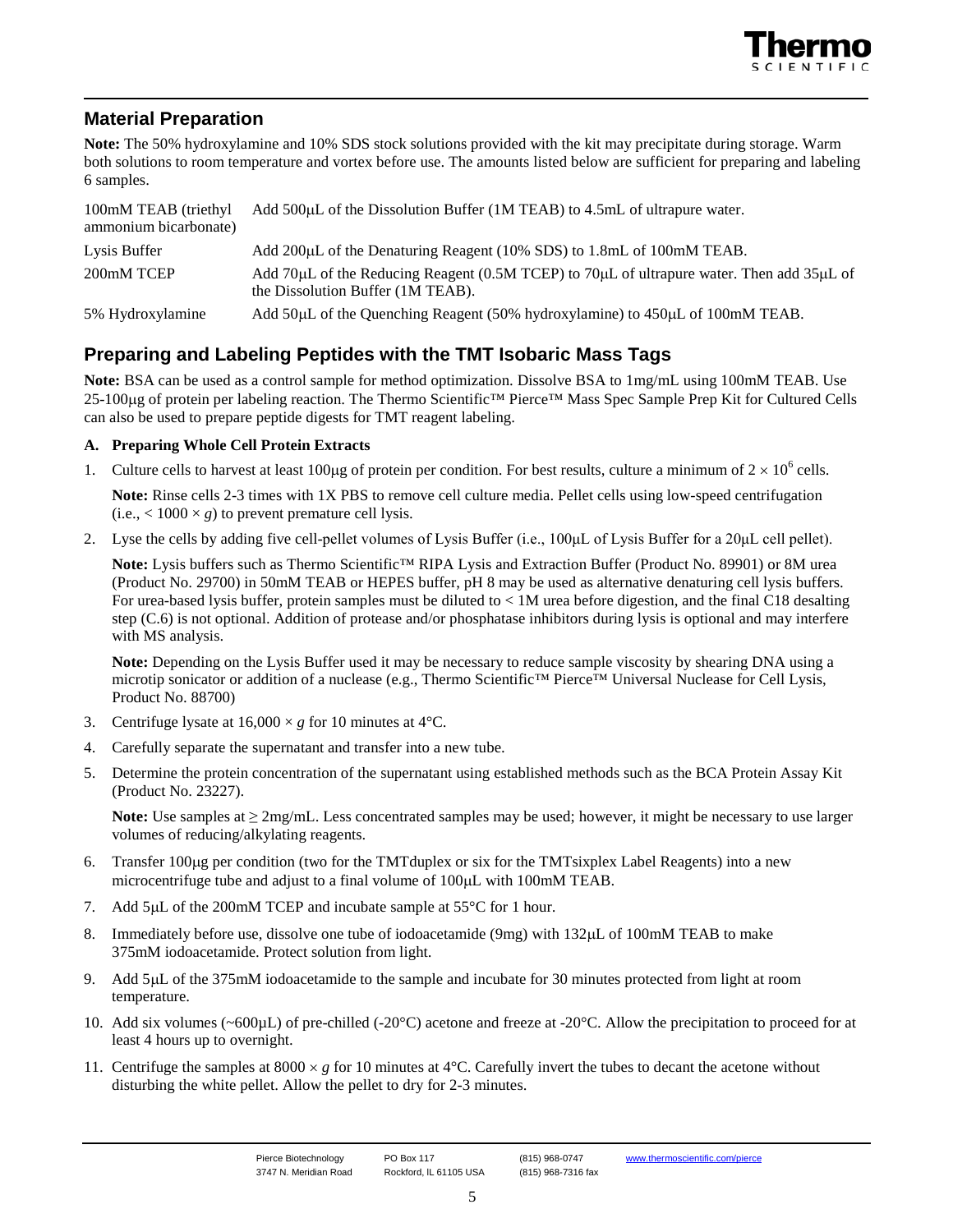## Material Preparation

**Note:** The 50% hydroxylamine and 10% SDS stock solutions provided with the kit may precipitate during storage. Warm both solutions to room temperature and vortex before use. The amounts listed below are sufficient for preparing and labeling 6 samples.

| | |
|---|---|
| 100mM TEAB (triethyl ammonium bicarbonate) | Add 500µL of the Dissolution Buffer (1M TEAB) to 4.5mL of ultrapure water. |
| Lysis Buffer | Add 200µL of the Denaturing Reagent (10% SDS) to 1.8mL of 100mM TEAB. |
| 200mM TCEP | Add 70µL of the Reducing Reagent (0.5M TCEP) to 70µL of ultrapure water. Then add 35µL of the Dissolution Buffer (1M TEAB). |
| 5% Hydroxylamine | Add 50µL of the Quenching Reagent (50% hydroxylamine) to 450µL of 100mM TEAB. |

## Preparing and Labeling Peptides with the TMT Isobaric Mass Tags

**Note:** BSA can be used as a control sample for method optimization. Dissolve BSA to 1mg/mL using 100mM TEAB. Use 25-100µg of protein per labeling reaction. The Thermo Scientific™ Pierce™ Mass Spec Sample Prep Kit for Cultured Cells can also be used to prepare peptide digests for TMT reagent labeling.

### A. Preparing Whole Cell Protein Extracts

1. Culture cells to harvest at least 100µg of protein per condition. For best results, culture a minimum of $2 \times 10^6$ cells.

   **Note:** Rinse cells 2-3 times with 1X PBS to remove cell culture media. Pellet cells using low-speed centrifugation (i.e., $< 1000 \times g$) to prevent premature cell lysis.

2. Lyse the cells by adding five cell-pellet volumes of Lysis Buffer (i.e., 100µL of Lysis Buffer for a 20µL cell pellet).

   **Note:** Lysis buffers such as Thermo Scientific™ RIPA Lysis and Extraction Buffer (Product No. 89901) or 8M urea (Product No. 29700) in 50mM TEAB or HEPES buffer, pH 8 may be used as alternative denaturing cell lysis buffers. For urea-based lysis buffer, protein samples must be diluted to < 1M urea before digestion, and the final C18 desalting step (C.6) is not optional. Addition of protease and/or phosphatase inhibitors during lysis is optional and may interfere with MS analysis.

   **Note:** Depending on the Lysis Buffer used it may be necessary to reduce sample viscosity by shearing DNA using a microtip sonicator or addition of a nuclease (e.g., Thermo Scientific™ Pierce™ Universal Nuclease for Cell Lysis, Product No. 88700)

3. Centrifuge lysate at $16{,}000 \times g$ for 10 minutes at 4°C.

4. Carefully separate the supernatant and transfer into a new tube.

5. Determine the protein concentration of the supernatant using established methods such as the BCA Protein Assay Kit (Product No. 23227).

   **Note:** Use samples at ≥ 2mg/mL. Less concentrated samples may be used; however, it might be necessary to use larger volumes of reducing/alkylating reagents.

6. Transfer 100µg per condition (two for the TMTduplex or six for the TMTsixplex Label Reagents) into a new microcentrifuge tube and adjust to a final volume of 100µL with 100mM TEAB.

7. Add 5µL of the 200mM TCEP and incubate sample at 55°C for 1 hour.

8. Immediately before use, dissolve one tube of iodoacetamide (9mg) with 132µL of 100mM TEAB to make 375mM iodoacetamide. Protect solution from light.

9. Add 5µL of the 375mM iodoacetamide to the sample and incubate for 30 minutes protected from light at room temperature.

10. Add six volumes (~600µL) of pre-chilled (-20°C) acetone and freeze at -20°C. Allow the precipitation to proceed for at least 4 hours up to overnight.

11. Centrifuge the samples at $8000 \times g$ for 10 minutes at 4°C. Carefully invert the tubes to decant the acetone without disturbing the white pellet. Allow the pellet to dry for 2-3 minutes.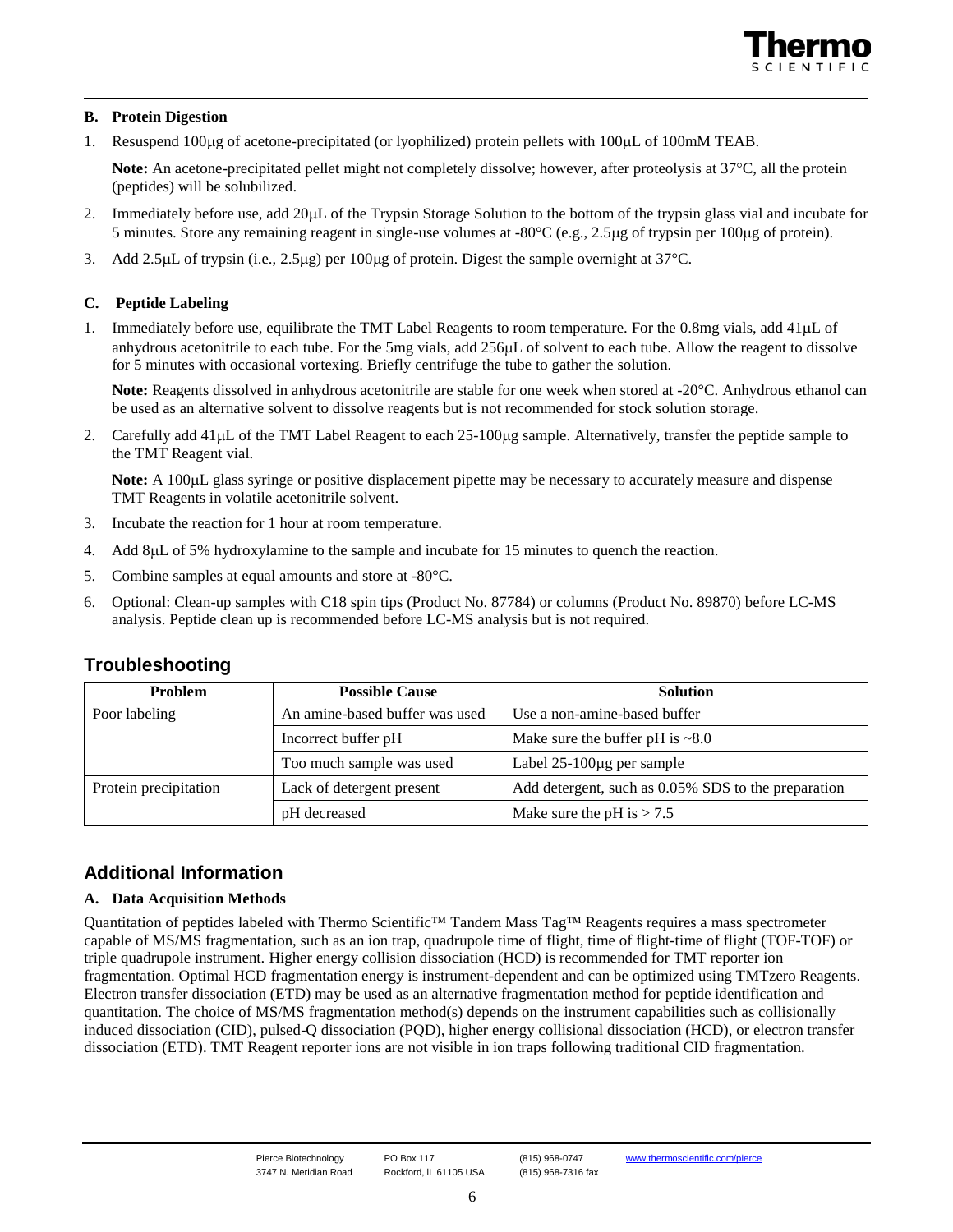### B. Protein Digestion

1. Resuspend 100µg of acetone-precipitated (or lyophilized) protein pellets with 100µL of 100mM TEAB.

   **Note:** An acetone-precipitated pellet might not completely dissolve; however, after proteolysis at 37°C, all the protein (peptides) will be solubilized.

2. Immediately before use, add 20µL of the Trypsin Storage Solution to the bottom of the trypsin glass vial and incubate for 5 minutes. Store any remaining reagent in single-use volumes at -80°C (e.g., 2.5µg of trypsin per 100µg of protein).

3. Add 2.5µL of trypsin (i.e., 2.5µg) per 100µg of protein. Digest the sample overnight at 37°C.

### C. Peptide Labeling

1. Immediately before use, equilibrate the TMT Label Reagents to room temperature. For the 0.8mg vials, add 41µL of anhydrous acetonitrile to each tube. For the 5mg vials, add 256µL of solvent to each tube. Allow the reagent to dissolve for 5 minutes with occasional vortexing. Briefly centrifuge the tube to gather the solution.

   **Note:** Reagents dissolved in anhydrous acetonitrile are stable for one week when stored at -20°C. Anhydrous ethanol can be used as an alternative solvent to dissolve reagents but is not recommended for stock solution storage.

2. Carefully add 41µL of the TMT Label Reagent to each 25-100µg sample. Alternatively, transfer the peptide sample to the TMT Reagent vial.

   **Note:** A 100µL glass syringe or positive displacement pipette may be necessary to accurately measure and dispense TMT Reagents in volatile acetonitrile solvent.

3. Incubate the reaction for 1 hour at room temperature.

4. Add 8µL of 5% hydroxylamine to the sample and incubate for 15 minutes to quench the reaction.

5. Combine samples at equal amounts and store at -80°C.

6. Optional: Clean-up samples with C18 spin tips (Product No. 87784) or columns (Product No. 89870) before LC-MS analysis. Peptide clean up is recommended before LC-MS analysis but is not required.

## Troubleshooting

| Problem | Possible Cause | Solution |
|---|---|---|
| Poor labeling | An amine-based buffer was used | Use a non-amine-based buffer |
| | Incorrect buffer pH | Make sure the buffer pH is ~8.0 |
| | Too much sample was used | Label 25-100µg per sample |
| Protein precipitation | Lack of detergent present | Add detergent, such as 0.05% SDS to the preparation |
| | pH decreased | Make sure the pH is > 7.5 |

## Additional Information

### A. Data Acquisition Methods

Quantitation of peptides labeled with Thermo Scientific™ Tandem Mass Tag™ Reagents requires a mass spectrometer capable of MS/MS fragmentation, such as an ion trap, quadrupole time of flight, time of flight-time of flight (TOF-TOF) or triple quadrupole instrument. Higher energy collision dissociation (HCD) is recommended for TMT reporter ion fragmentation. Optimal HCD fragmentation energy is instrument-dependent and can be optimized using TMTzero Reagents. Electron transfer dissociation (ETD) may be used as an alternative fragmentation method for peptide identification and quantitation. The choice of MS/MS fragmentation method(s) depends on the instrument capabilities such as collisionally induced dissociation (CID), pulsed-Q dissociation (PQD), higher energy collisional dissociation (HCD), or electron transfer dissociation (ETD). TMT Reagent reporter ions are not visible in ion traps following traditional CID fragmentation.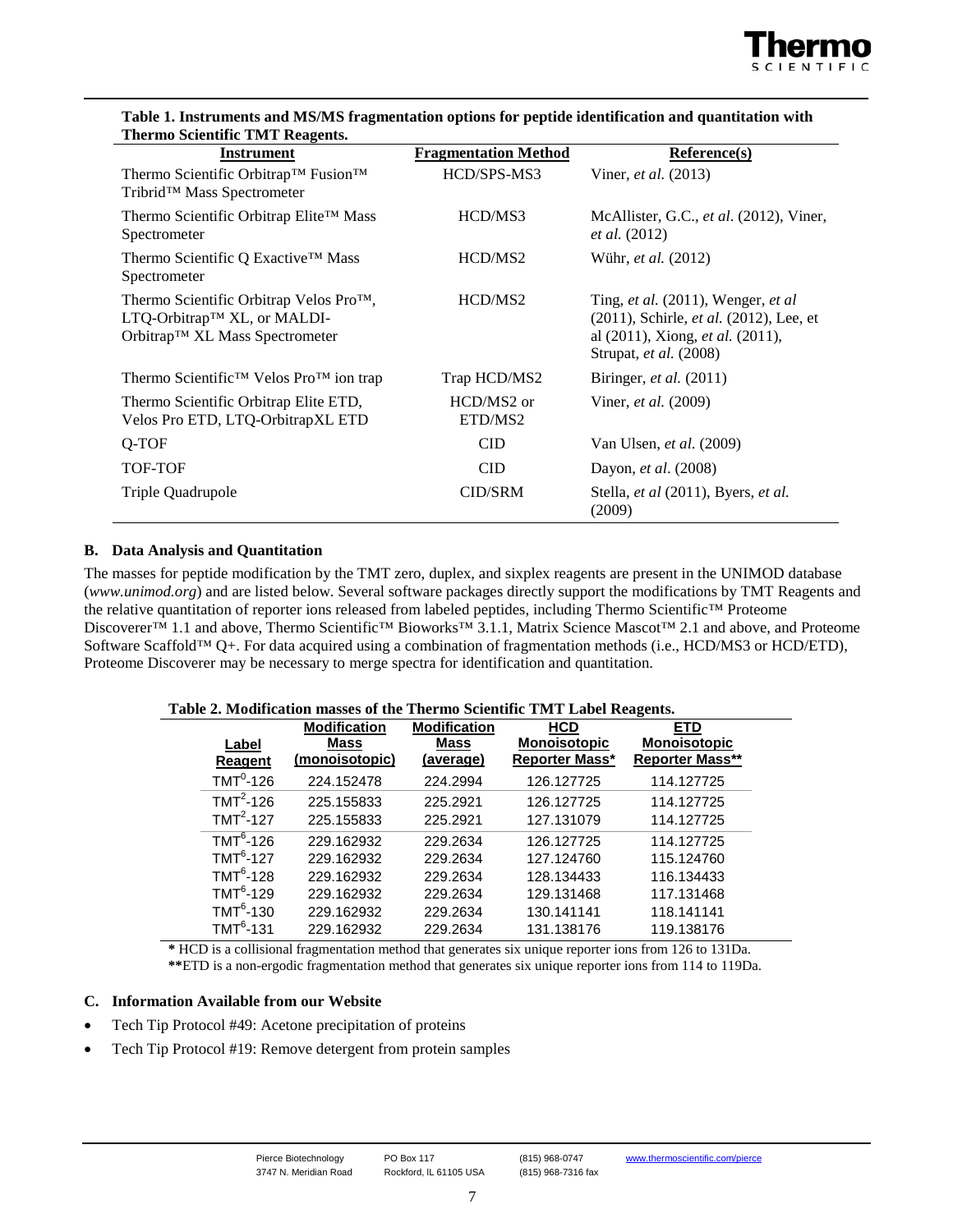**Table 1. Instruments and MS/MS fragmentation options for peptide identification and quantitation with Thermo Scientific TMT Reagents.**

| Instrument | Fragmentation Method | Reference(s) |
|---|---|---|
| Thermo Scientific Orbitrap™ Fusion™ Tribrid™ Mass Spectrometer | HCD/SPS-MS3 | Viner, *et al.* (2013) |
| Thermo Scientific Orbitrap Elite™ Mass Spectrometer | HCD/MS3 | McAllister, G.C., *et al.* (2012), Viner, *et al.* (2012) |
| Thermo Scientific Q Exactive™ Mass Spectrometer | HCD/MS2 | Wühr, *et al.* (2012) |
| Thermo Scientific Orbitrap Velos Pro™, LTQ-Orbitrap™ XL, or MALDI-Orbitrap™ XL Mass Spectrometer | HCD/MS2 | Ting, *et al.* (2011), Wenger, *et al* (2011), Schirle, *et al.* (2012), Lee, et al (2011), Xiong, *et al.* (2011), Strupat, *et al.* (2008) |
| Thermo Scientific™ Velos Pro™ ion trap | Trap HCD/MS2 | Biringer, *et al.* (2011) |
| Thermo Scientific Orbitrap Elite ETD, Velos Pro ETD, LTQ-OrbitrapXL ETD | HCD/MS2 or ETD/MS2 | Viner, *et al.* (2009) |
| Q-TOF | CID | Van Ulsen, *et al.* (2009) |
| TOF-TOF | CID | Dayon, *et al.* (2008) |
| Triple Quadrupole | CID/SRM | Stella, *et al* (2011), Byers, *et al.* (2009) |

## B. Data Analysis and Quantitation

The masses for peptide modification by the TMT zero, duplex, and sixplex reagents are present in the UNIMOD database (*www.unimod.org*) and are listed below. Several software packages directly support the modifications by TMT Reagents and the relative quantitation of reporter ions released from labeled peptides, including Thermo Scientific™ Proteome Discoverer™ 1.1 and above, Thermo Scientific™ Bioworks™ 3.1.1, Matrix Science Mascot™ 2.1 and above, and Proteome Software Scaffold™ Q+. For data acquired using a combination of fragmentation methods (i.e., HCD/MS3 or HCD/ETD), Proteome Discoverer may be necessary to merge spectra for identification and quantitation.

**Table 2. Modification masses of the Thermo Scientific TMT Label Reagents.**

| Label Reagent | Modification Mass (monoisotopic) | Modification Mass (average) | HCD Monoisotopic Reporter Mass* | ETD Monoisotopic Reporter Mass** |
|---|---|---|---|---|
| $TMT^0$-126 | 224.152478 | 224.2994 | 126.127725 | 114.127725 |
| $TMT^2$-126 | 225.155833 | 225.2921 | 126.127725 | 114.127725 |
| $TMT^2$-127 | 225.155833 | 225.2921 | 127.131079 | 114.127725 |
| $TMT^6$-126 | 229.162932 | 229.2634 | 126.127725 | 114.127725 |
| $TMT^6$-127 | 229.162932 | 229.2634 | 127.124760 | 115.124760 |
| $TMT^6$-128 | 229.162932 | 229.2634 | 128.134433 | 116.134433 |
| $TMT^6$-129 | 229.162932 | 229.2634 | 129.131468 | 117.131468 |
| $TMT^6$-130 | 229.162932 | 229.2634 | 130.141141 | 118.141141 |
| $TMT^6$-131 | 229.162932 | 229.2634 | 131.138176 | 119.138176 |

\* HCD is a collisional fragmentation method that generates six unique reporter ions from 126 to 131Da.

\*\*ETD is a non-ergodic fragmentation method that generates six unique reporter ions from 114 to 119Da.

## C. Information Available from our Website

- Tech Tip Protocol #49: Acetone precipitation of proteins
- Tech Tip Protocol #19: Remove detergent from protein samples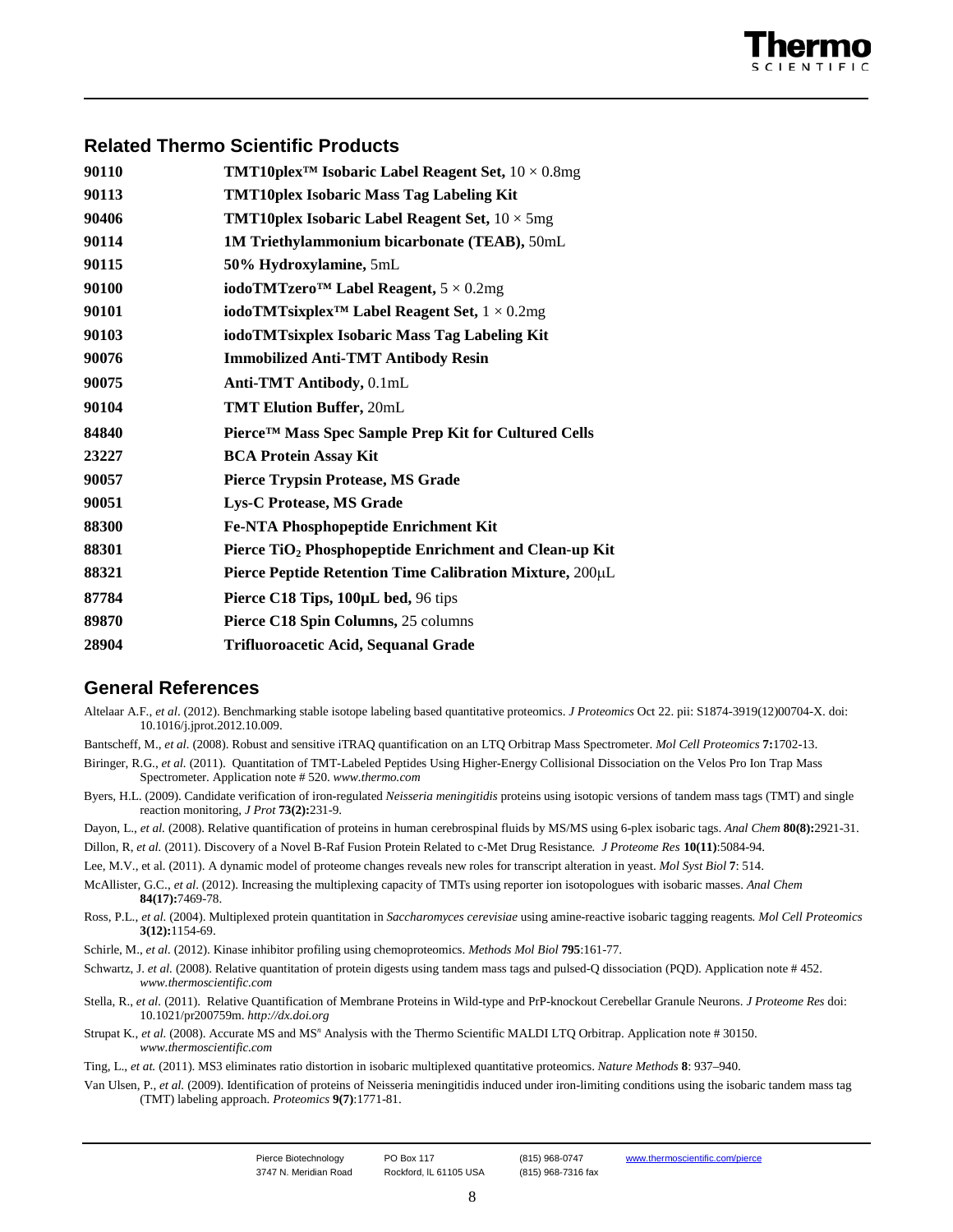## Related Thermo Scientific Products

| | |
|---|---|
| 90110 | **TMT10plex™ Isobaric Label Reagent Set,** 10 × 0.8mg |
| 90113 | **TMT10plex Isobaric Mass Tag Labeling Kit** |
| 90406 | **TMT10plex Isobaric Label Reagent Set,** 10 × 5mg |
| 90114 | **1M Triethylammonium bicarbonate (TEAB),** 50mL |
| 90115 | **50% Hydroxylamine,** 5mL |
| 90100 | **iodoTMTzero™ Label Reagent,** 5 × 0.2mg |
| 90101 | **iodoTMTsixplex™ Label Reagent Set,** 1 × 0.2mg |
| 90103 | **iodoTMTsixplex Isobaric Mass Tag Labeling Kit** |
| 90076 | **Immobilized Anti-TMT Antibody Resin** |
| 90075 | **Anti-TMT Antibody,** 0.1mL |
| 90104 | **TMT Elution Buffer,** 20mL |
| 84840 | **Pierce™ Mass Spec Sample Prep Kit for Cultured Cells** |
| 23227 | **BCA Protein Assay Kit** |
| 90057 | **Pierce Trypsin Protease, MS Grade** |
| 90051 | **Lys-C Protease, MS Grade** |
| 88300 | **Fe-NTA Phosphopeptide Enrichment Kit** |
| 88301 | **Pierce $TiO_2$ Phosphopeptide Enrichment and Clean-up Kit** |
| 88321 | **Pierce Peptide Retention Time Calibration Mixture,** 200µL |
| 87784 | **Pierce C18 Tips, 100µL bed,** 96 tips |
| 89870 | **Pierce C18 Spin Columns,** 25 columns |
| 28904 | **Trifluoroacetic Acid, Sequanal Grade** |

## General References

Altelaar A.F., *et al*. (2012). Benchmarking stable isotope labeling based quantitative proteomics. *J Proteomics* Oct 22. pii: S1874-3919(12)00704-X. doi: 10.1016/j.jprot.2012.10.009.

Bantscheff, M., *et al*. (2008). Robust and sensitive iTRAQ quantification on an LTQ Orbitrap Mass Spectrometer. *Mol Cell Proteomics* **7:**1702-13.

Biringer, R.G., *et al.* (2011). Quantitation of TMT-Labeled Peptides Using Higher-Energy Collisional Dissociation on the Velos Pro Ion Trap Mass Spectrometer. Application note # 520. *www.thermo.com*

Byers, H.L. (2009). Candidate verification of iron-regulated *Neisseria meningitidis* proteins using isotopic versions of tandem mass tags (TMT) and single reaction monitoring, *J Prot* **73(2):**231-9.

Dayon, L., *et al.* (2008). Relative quantification of proteins in human cerebrospinal fluids by MS/MS using 6-plex isobaric tags. *Anal Chem* **80(8):**2921-31.

Dillon, R, *et al.* (2011). Discovery of a Novel B-Raf Fusion Protein Related to c-Met Drug Resistance. *J Proteome Res* **10(11)**:5084-94.

Lee, M.V., et al. (2011). A dynamic model of proteome changes reveals new roles for transcript alteration in yeast. *Mol Syst Biol* **7**: 514.

McAllister, G.C., *et al*. (2012). Increasing the multiplexing capacity of TMTs using reporter ion isotopologues with isobaric masses. *Anal Chem* **84(17):**7469-78.

Ross, P.L., *et al.* (2004). Multiplexed protein quantitation in *Saccharomyces cerevisiae* using amine-reactive isobaric tagging reagents*. Mol Cell Proteomics* **3(12):**1154-69.

Schirle, M., *et al*. (2012). Kinase inhibitor profiling using chemoproteomics. *Methods Mol Biol* **795**:161-77.

Schwartz, J. *et al.* (2008). Relative quantitation of protein digests using tandem mass tags and pulsed-Q dissociation (PQD). Application note # 452. *www.thermoscientific.com*

Stella, R., *et al.* (2011). Relative Quantification of Membrane Proteins in Wild-type and PrP-knockout Cerebellar Granule Neurons. *J Proteome Res* doi: 10.1021/pr200759m. *http://dx.doi.org*

Strupat K., *et al.* (2008). Accurate MS and $MS^n$ Analysis with the Thermo Scientific MALDI LTQ Orbitrap. Application note # 30150. *www.thermoscientific.com*

Ting, L., *et at.* (2011). MS3 eliminates ratio distortion in isobaric multiplexed quantitative proteomics. *Nature Methods* **8**: 937–940.

Van Ulsen, P., *et al.* (2009). Identification of proteins of Neisseria meningitidis induced under iron-limiting conditions using the isobaric tandem mass tag (TMT) labeling approach. *Proteomics* **9(7)**:1771-81.

Pierce Biotechnology 3747 N. Meridian Road PO Box 117 Rockford, IL 61105 USA (815) 968-0747 (815) 968-7316 fax www.thermoscientific.com/pierce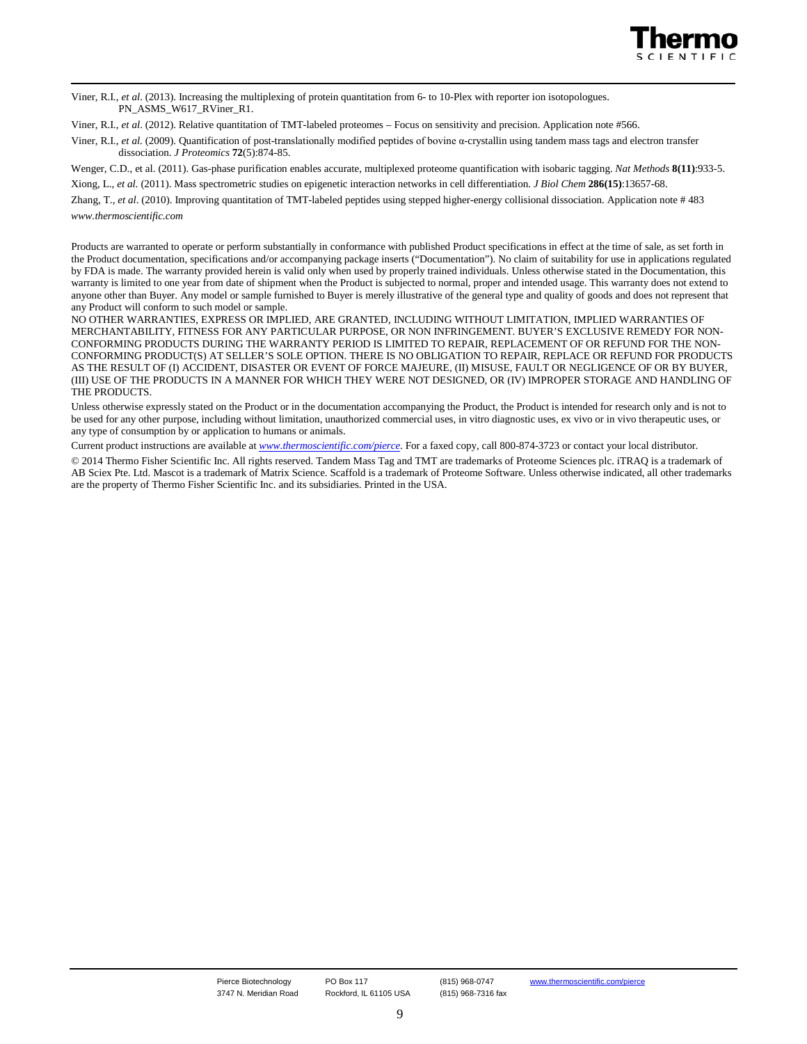Viner, R.I., *et al*. (2013). Increasing the multiplexing of protein quantitation from 6- to 10-Plex with reporter ion isotopologues. PN_ASMS_W617_RViner_R1.

Viner, R.I., *et al*. (2012). Relative quantitation of TMT-labeled proteomes – Focus on sensitivity and precision. Application note #566.

Viner, R.I., *et al.* (2009). Quantification of post-translationally modified peptides of bovine α-crystallin using tandem mass tags and electron transfer dissociation. *J Proteomics* **72**(5):874-85.

Wenger, C.D., et al. (2011). Gas-phase purification enables accurate, multiplexed proteome quantification with isobaric tagging. *Nat Methods* **8(11)**:933-5.

Xiong, L., *et al.* (2011). Mass spectrometric studies on epigenetic interaction networks in cell differentiation. *J Biol Chem* **286(15)**:13657-68.

Zhang, T., *et al*. (2010). Improving quantitation of TMT-labeled peptides using stepped higher-energy collisional dissociation. Application note # 483

*www.thermoscientific.com*

Products are warranted to operate or perform substantially in conformance with published Product specifications in effect at the time of sale, as set forth in the Product documentation, specifications and/or accompanying package inserts ("Documentation"). No claim of suitability for use in applications regulated by FDA is made. The warranty provided herein is valid only when used by properly trained individuals. Unless otherwise stated in the Documentation, this warranty is limited to one year from date of shipment when the Product is subjected to normal, proper and intended usage. This warranty does not extend to anyone other than Buyer. Any model or sample furnished to Buyer is merely illustrative of the general type and quality of goods and does not represent that any Product will conform to such model or sample.

NO OTHER WARRANTIES, EXPRESS OR IMPLIED, ARE GRANTED, INCLUDING WITHOUT LIMITATION, IMPLIED WARRANTIES OF MERCHANTABILITY, FITNESS FOR ANY PARTICULAR PURPOSE, OR NON INFRINGEMENT. BUYER'S EXCLUSIVE REMEDY FOR NON-CONFORMING PRODUCTS DURING THE WARRANTY PERIOD IS LIMITED TO REPAIR, REPLACEMENT OF OR REFUND FOR THE NON-CONFORMING PRODUCT(S) AT SELLER'S SOLE OPTION. THERE IS NO OBLIGATION TO REPAIR, REPLACE OR REFUND FOR PRODUCTS AS THE RESULT OF (I) ACCIDENT, DISASTER OR EVENT OF FORCE MAJEURE, (II) MISUSE, FAULT OR NEGLIGENCE OF OR BY BUYER, (III) USE OF THE PRODUCTS IN A MANNER FOR WHICH THEY WERE NOT DESIGNED, OR (IV) IMPROPER STORAGE AND HANDLING OF THE PRODUCTS.

Unless otherwise expressly stated on the Product or in the documentation accompanying the Product, the Product is intended for research only and is not to be used for any other purpose, including without limitation, unauthorized commercial uses, in vitro diagnostic uses, ex vivo or in vivo therapeutic uses, or any type of consumption by or application to humans or animals.

Current product instructions are available at *www.thermoscientific.com/pierce*. For a faxed copy, call 800-874-3723 or contact your local distributor.

© 2014 Thermo Fisher Scientific Inc. All rights reserved. Tandem Mass Tag and TMT are trademarks of Proteome Sciences plc. iTRAQ is a trademark of AB Sciex Pte. Ltd. Mascot is a trademark of Matrix Science. Scaffold is a trademark of Proteome Software. Unless otherwise indicated, all other trademarks are the property of Thermo Fisher Scientific Inc. and its subsidiaries. Printed in the USA.